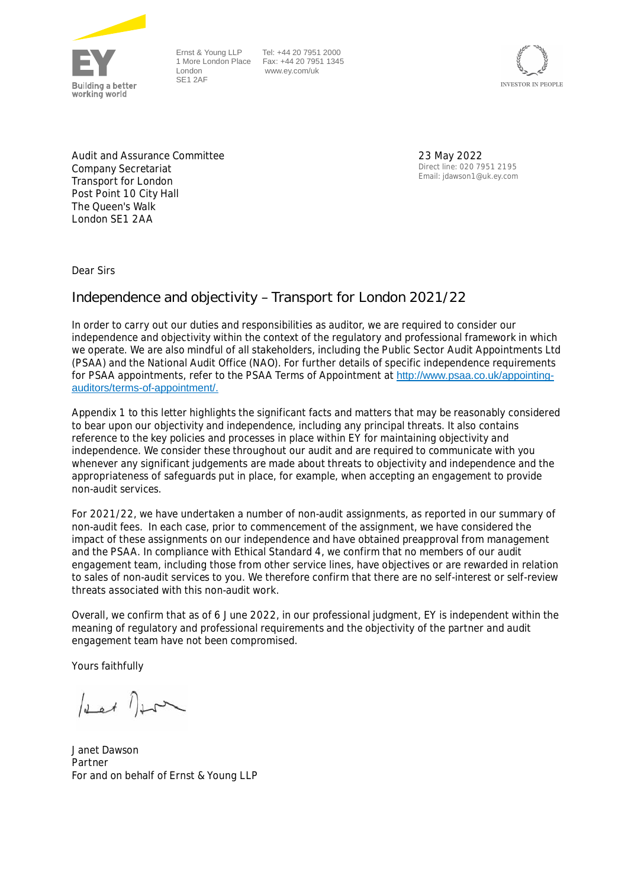Building a better working world

Ernst & Young LLP
1 More London Place
London
SE1 2AF

Tel: +44 20 7951 2000
Fax: +44 20 7951 1345
www.ey.com/uk

INVESTOR IN PEOPLE

Audit and Assurance Committee
Company Secretariat
Transport for London
Post Point 10 City Hall
The Queen's Walk
London SE1 2AA

23 May 2022
Direct line: 020 7951 2195
Email: jdawson1@uk.ey.com

Dear Sirs

## Independence and objectivity – Transport for London 2021/22

In order to carry out our duties and responsibilities as auditor, we are required to consider our independence and objectivity within the context of the regulatory and professional framework in which we operate. We are also mindful of all stakeholders, including the Public Sector Audit Appointments Ltd (PSAA) and the National Audit Office (NAO). For further details of specific independence requirements for PSAA appointments, refer to the PSAA Terms of Appointment at http://www.psaa.co.uk/appointing-auditors/terms-of-appointment/.

Appendix 1 to this letter highlights the significant facts and matters that may be reasonably considered to bear upon our objectivity and independence, including any principal threats. It also contains reference to the key policies and processes in place within EY for maintaining objectivity and independence. We consider these throughout our audit and are required to communicate with you whenever any significant judgements are made about threats to objectivity and independence and the appropriateness of safeguards put in place, for example, when accepting an engagement to provide non-audit services.

For 2021/22, we have undertaken a number of non-audit assignments, as reported in our summary of non-audit fees. In each case, prior to commencement of the assignment, we have considered the impact of these assignments on our independence and have obtained preapproval from management and the PSAA. In compliance with Ethical Standard 4, we confirm that no members of our audit engagement team, including those from other service lines, have objectives or are rewarded in relation to sales of non-audit services to you. We therefore confirm that there are no self-interest or self-review threats associated with this non-audit work.

Overall, we confirm that as of 6 June 2022, in our professional judgment, EY is independent within the meaning of regulatory and professional requirements and the objectivity of the partner and audit engagement team have not been compromised.

Yours faithfully

Janet Dawson
Partner
For and on behalf of Ernst & Young LLP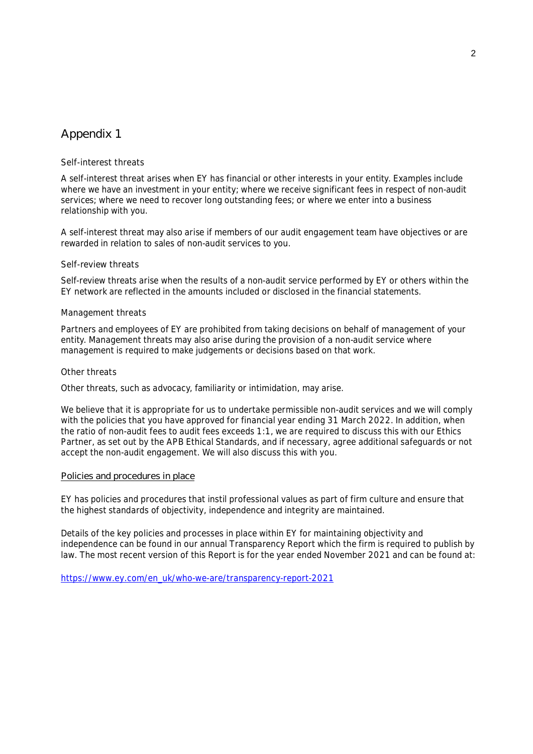# Appendix 1

### Self-interest threats

A self-interest threat arises when EY has financial or other interests in your entity. Examples include where we have an investment in your entity; where we receive significant fees in respect of non-audit services; where we need to recover long outstanding fees; or where we enter into a business relationship with you.

A self-interest threat may also arise if members of our audit engagement team have objectives or are rewarded in relation to sales of non-audit services to you.

### Self-review threats

Self-review threats arise when the results of a non-audit service performed by EY or others within the EY network are reflected in the amounts included or disclosed in the financial statements.

### Management threats

Partners and employees of EY are prohibited from taking decisions on behalf of management of your entity. Management threats may also arise during the provision of a non-audit service where management is required to make judgements or decisions based on that work.

### Other threats

Other threats, such as advocacy, familiarity or intimidation, may arise.

We believe that it is appropriate for us to undertake permissible non-audit services and we will comply with the policies that you have approved for financial year ending 31 March 2022. In addition, when the ratio of non-audit fees to audit fees exceeds 1:1, we are required to discuss this with our Ethics Partner, as set out by the APB Ethical Standards, and if necessary, agree additional safeguards or not accept the non-audit engagement. We will also discuss this with you.

## Policies and procedures in place

EY has policies and procedures that instil professional values as part of firm culture and ensure that the highest standards of objectivity, independence and integrity are maintained.

Details of the key policies and processes in place within EY for maintaining objectivity and independence can be found in our annual Transparency Report which the firm is required to publish by law. The most recent version of this Report is for the year ended November 2021 and can be found at:

https://www.ey.com/en_uk/who-we-are/transparency-report-2021